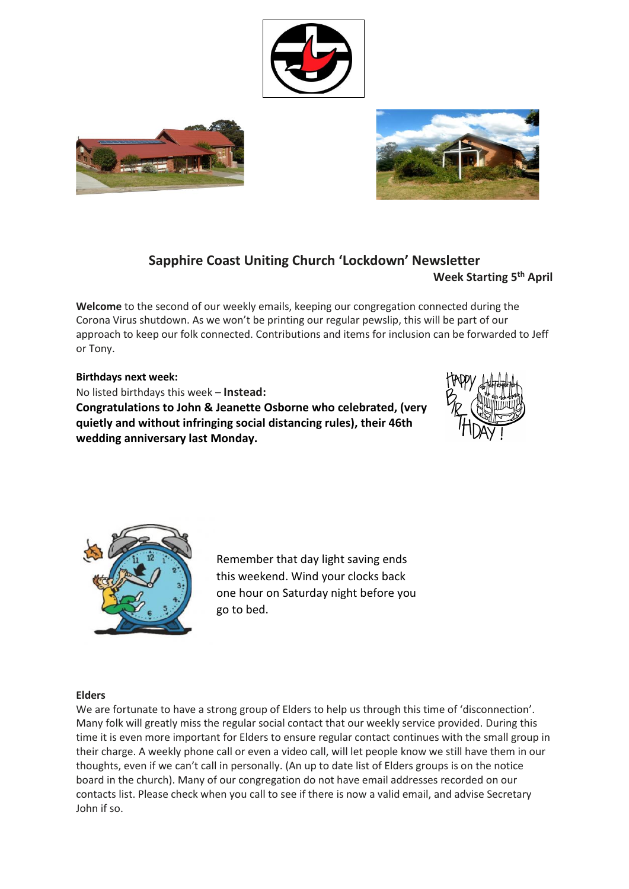# Sapphire Coast Uniting Church 'Lockdown' Newsletter

**Week Starting 5th April**

**Welcome** to the second of our weekly emails, keeping our congregation connected during the Corona Virus shutdown. As we won't be printing our regular pewslip, this will be part of our approach to keep our folk connected. Contributions and items for inclusion can be forwarded to Jeff or Tony.

**Birthdays next week:**

No listed birthdays this week – **Instead:**

**Congratulations to John & Jeanette Osborne who celebrated, (very quietly and without infringing social distancing rules), their 46th wedding anniversary last Monday.**

Remember that day light saving ends this weekend. Wind your clocks back one hour on Saturday night before you go to bed.

**Elders**

We are fortunate to have a strong group of Elders to help us through this time of 'disconnection'. Many folk will greatly miss the regular social contact that our weekly service provided. During this time it is even more important for Elders to ensure regular contact continues with the small group in their charge. A weekly phone call or even a video call, will let people know we still have them in our thoughts, even if we can't call in personally. (An up to date list of Elders groups is on the notice board in the church). Many of our congregation do not have email addresses recorded on our contacts list. Please check when you call to see if there is now a valid email, and advise Secretary John if so.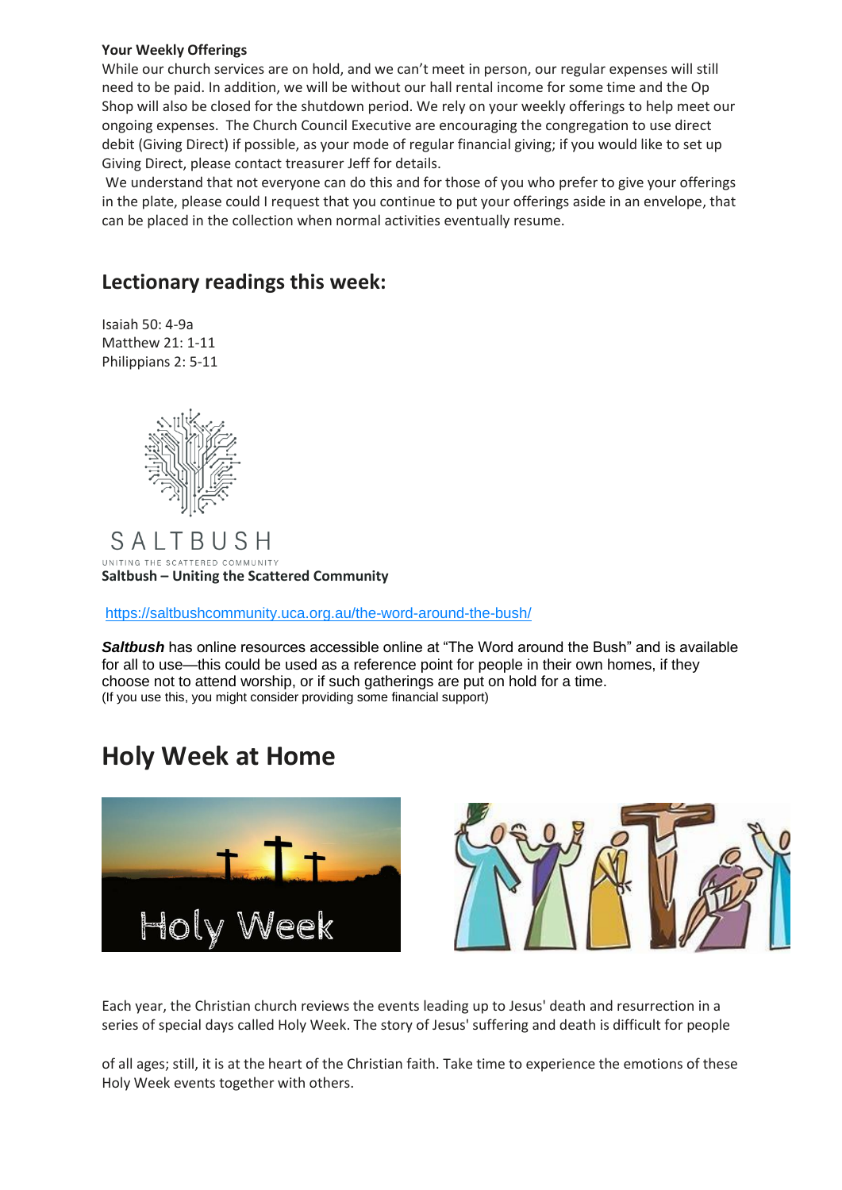**Your Weekly Offerings**

While our church services are on hold, and we can't meet in person, our regular expenses will still need to be paid. In addition, we will be without our hall rental income for some time and the Op Shop will also be closed for the shutdown period. We rely on your weekly offerings to help meet our ongoing expenses. The Church Council Executive are encouraging the congregation to use direct debit (Giving Direct) if possible, as your mode of regular financial giving; if you would like to set up Giving Direct, please contact treasurer Jeff for details.

We understand that not everyone can do this and for those of you who prefer to give your offerings in the plate, please could I request that you continue to put your offerings aside in an envelope, that can be placed in the collection when normal activities eventually resume.

## Lectionary readings this week:

Isaiah 50: 4-9a
Matthew 21: 1-11
Philippians 2: 5-11

SALTBUSH
UNITING THE SCATTERED COMMUNITY

**Saltbush – Uniting the Scattered Community**

https://saltbushcommunity.uca.org.au/the-word-around-the-bush/

***Saltbush*** has online resources accessible online at "The Word around the Bush" and is available for all to use—this could be used as a reference point for people in their own homes, if they choose not to attend worship, or if such gatherings are put on hold for a time.
(If you use this, you might consider providing some financial support)

# Holy Week at Home

Holy Week

Each year, the Christian church reviews the events leading up to Jesus' death and resurrection in a series of special days called Holy Week. The story of Jesus' suffering and death is difficult for people of all ages; still, it is at the heart of the Christian faith. Take time to experience the emotions of these Holy Week events together with others.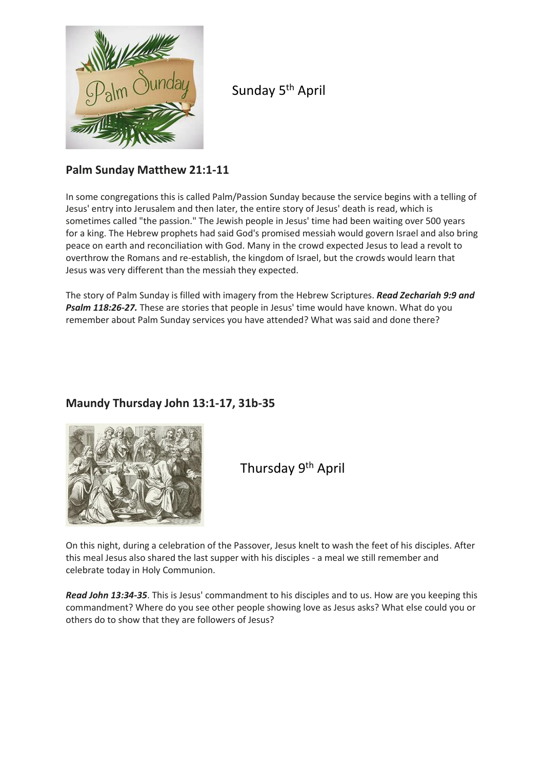Sunday 5th April

## Palm Sunday Matthew 21:1-11

In some congregations this is called Palm/Passion Sunday because the service begins with a telling of Jesus' entry into Jerusalem and then later, the entire story of Jesus' death is read, which is sometimes called "the passion." The Jewish people in Jesus' time had been waiting over 500 years for a king. The Hebrew prophets had said God's promised messiah would govern Israel and also bring peace on earth and reconciliation with God. Many in the crowd expected Jesus to lead a revolt to overthrow the Romans and re-establish, the kingdom of Israel, but the crowds would learn that Jesus was very different than the messiah they expected.

The story of Palm Sunday is filled with imagery from the Hebrew Scriptures. ***Read Zechariah 9:9 and Psalm 118:26-27.*** These are stories that people in Jesus' time would have known. What do you remember about Palm Sunday services you have attended? What was said and done there?

## Maundy Thursday John 13:1-17, 31b-35

Thursday 9th April

On this night, during a celebration of the Passover, Jesus knelt to wash the feet of his disciples. After this meal Jesus also shared the last supper with his disciples - a meal we still remember and celebrate today in Holy Communion.

***Read John 13:34-35***. This is Jesus' commandment to his disciples and to us. How are you keeping this commandment? Where do you see other people showing love as Jesus asks? What else could you or others do to show that they are followers of Jesus?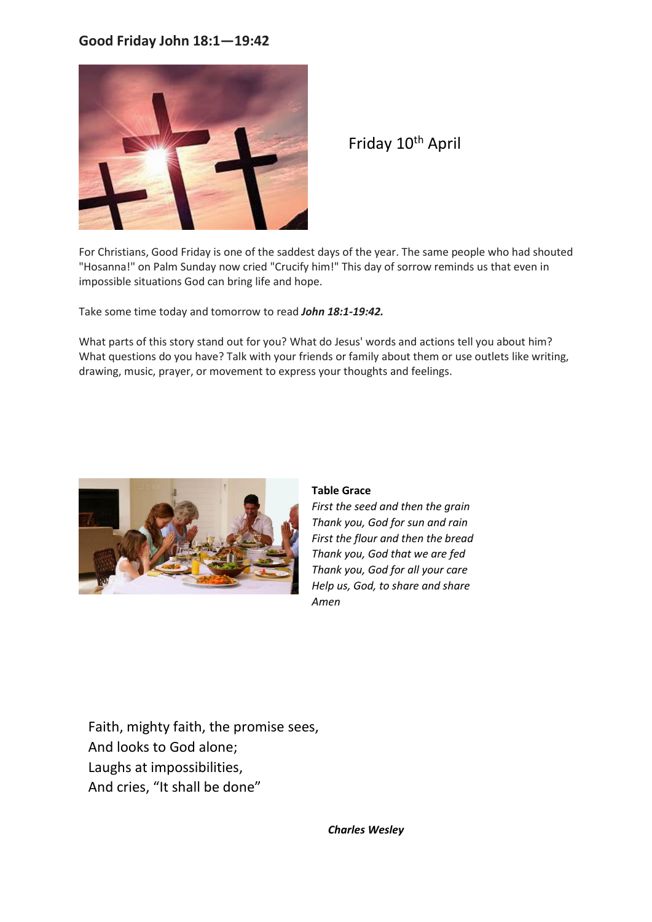## Good Friday John 18:1—19:42

Friday 10th April

For Christians, Good Friday is one of the saddest days of the year. The same people who had shouted "Hosanna!" on Palm Sunday now cried "Crucify him!" This day of sorrow reminds us that even in impossible situations God can bring life and hope.

Take some time today and tomorrow to read ***John 18:1-19:42.***

What parts of this story stand out for you? What do Jesus' words and actions tell you about him? What questions do you have? Talk with your friends or family about them or use outlets like writing, drawing, music, prayer, or movement to express your thoughts and feelings.

**Table Grace**

*First the seed and then the grain*
*Thank you, God for sun and rain*
*First the flour and then the bread*
*Thank you, God that we are fed*
*Thank you, God for all your care*
*Help us, God, to share and share*
*Amen*

Faith, mighty faith, the promise sees,
And looks to God alone;
Laughs at impossibilities,
And cries, "It shall be done"

***Charles Wesley***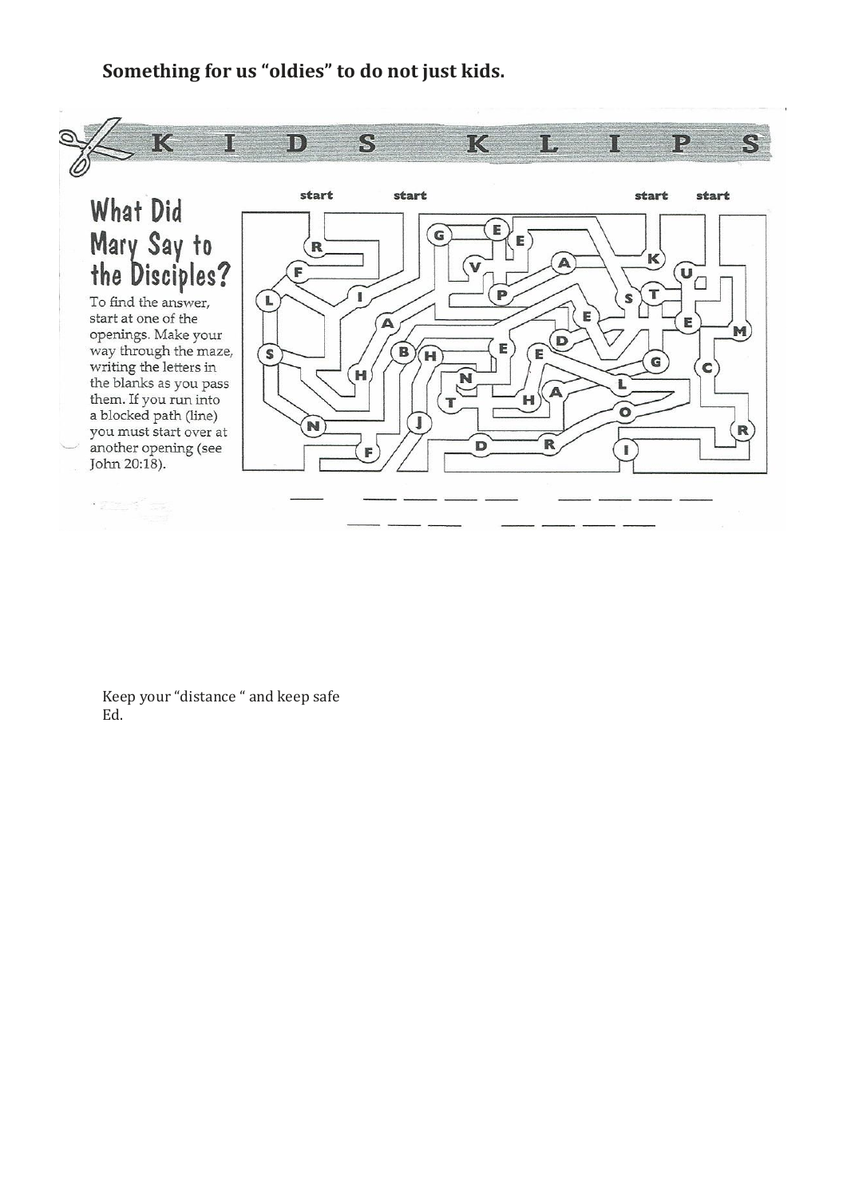**Something for us "oldies" to do not just kids.**

K I D S K L I P S

## What Did Mary Say to the Disciples?

To find the answer, start at one of the openings. Make your way through the maze, writing the letters in the blanks as you pass them. If you run into a blocked path (line) you must start over at another opening (see John 20:18).

start start start start

R G E E K V A F U I P S T L E A E M D S B H E E G C H N L T H A O J R N D R I F

___ ___ ___ ___ ___ ___ ___ ___ ___

___ ___ ___ ___ ___ ___ ___

Keep your "distance " and keep safe
Ed.